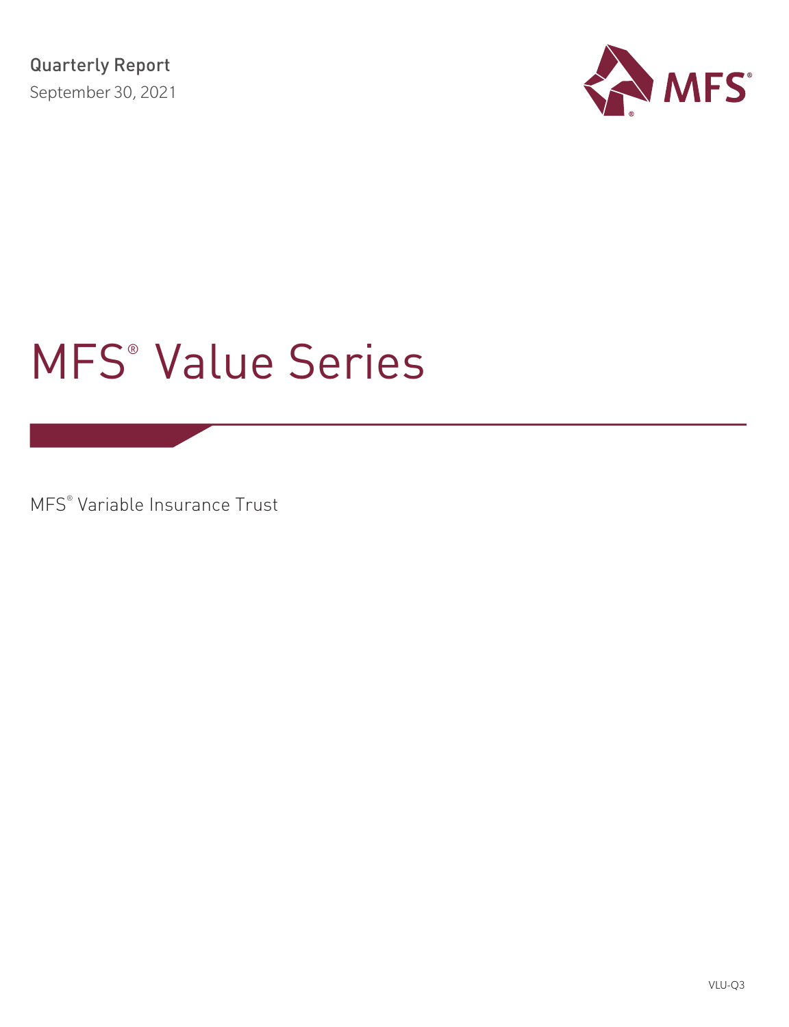Quarterly Report

September 30, 2021

MFS®

# MFS® Value Series

MFS® Variable Insurance Trust

VLU-Q3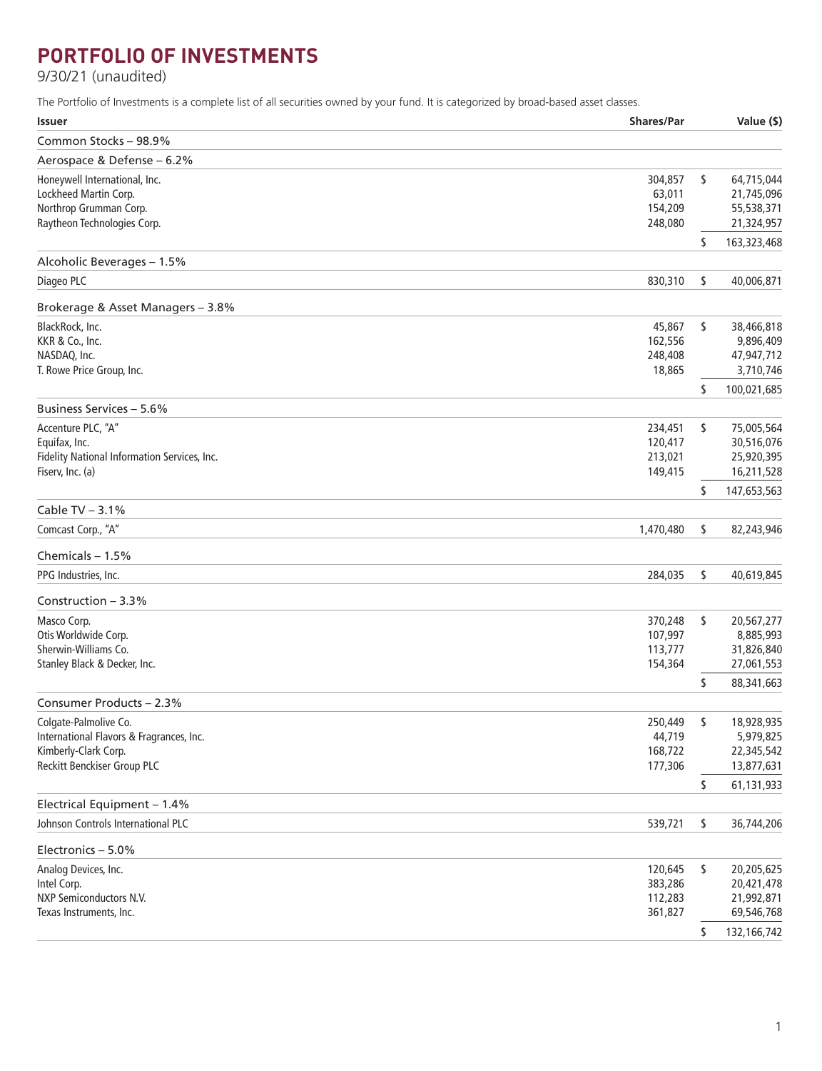# PORTFOLIO OF INVESTMENTS

9/30/21 (unaudited)

The Portfolio of Investments is a complete list of all securities owned by your fund. It is categorized by broad-based asset classes.

| Issuer | Shares/Par | Value ($) |
|---|---|---|
| **Common Stocks – 98.9%** | | |
| **Aerospace & Defense – 6.2%** | | |
| Honeywell International, Inc. | 304,857 | $ 64,715,044 |
| Lockheed Martin Corp. | 63,011 | 21,745,096 |
| Northrop Grumman Corp. | 154,209 | 55,538,371 |
| Raytheon Technologies Corp. | 248,080 | 21,324,957 |
| | | $ 163,323,468 |
| **Alcoholic Beverages – 1.5%** | | |
| Diageo PLC | 830,310 | $ 40,006,871 |
| **Brokerage & Asset Managers – 3.8%** | | |
| BlackRock, Inc. | 45,867 | $ 38,466,818 |
| KKR & Co., Inc. | 162,556 | 9,896,409 |
| NASDAQ, Inc. | 248,408 | 47,947,712 |
| T. Rowe Price Group, Inc. | 18,865 | 3,710,746 |
| | | $ 100,021,685 |
| **Business Services – 5.6%** | | |
| Accenture PLC, "A" | 234,451 | $ 75,005,564 |
| Equifax, Inc. | 120,417 | 30,516,076 |
| Fidelity National Information Services, Inc. | 213,021 | 25,920,395 |
| Fiserv, Inc. (a) | 149,415 | 16,211,528 |
| | | $ 147,653,563 |
| **Cable TV – 3.1%** | | |
| Comcast Corp., "A" | 1,470,480 | $ 82,243,946 |
| **Chemicals – 1.5%** | | |
| PPG Industries, Inc. | 284,035 | $ 40,619,845 |
| **Construction – 3.3%** | | |
| Masco Corp. | 370,248 | $ 20,567,277 |
| Otis Worldwide Corp. | 107,997 | 8,885,993 |
| Sherwin-Williams Co. | 113,777 | 31,826,840 |
| Stanley Black & Decker, Inc. | 154,364 | 27,061,553 |
| | | $ 88,341,663 |
| **Consumer Products – 2.3%** | | |
| Colgate-Palmolive Co. | 250,449 | $ 18,928,935 |
| International Flavors & Fragrances, Inc. | 44,719 | 5,979,825 |
| Kimberly-Clark Corp. | 168,722 | 22,345,542 |
| Reckitt Benckiser Group PLC | 177,306 | 13,877,631 |
| | | $ 61,131,933 |
| **Electrical Equipment – 1.4%** | | |
| Johnson Controls International PLC | 539,721 | $ 36,744,206 |
| **Electronics – 5.0%** | | |
| Analog Devices, Inc. | 120,645 | $ 20,205,625 |
| Intel Corp. | 383,286 | 20,421,478 |
| NXP Semiconductors N.V. | 112,283 | 21,992,871 |
| Texas Instruments, Inc. | 361,827 | 69,546,768 |
| | | $ 132,166,742 |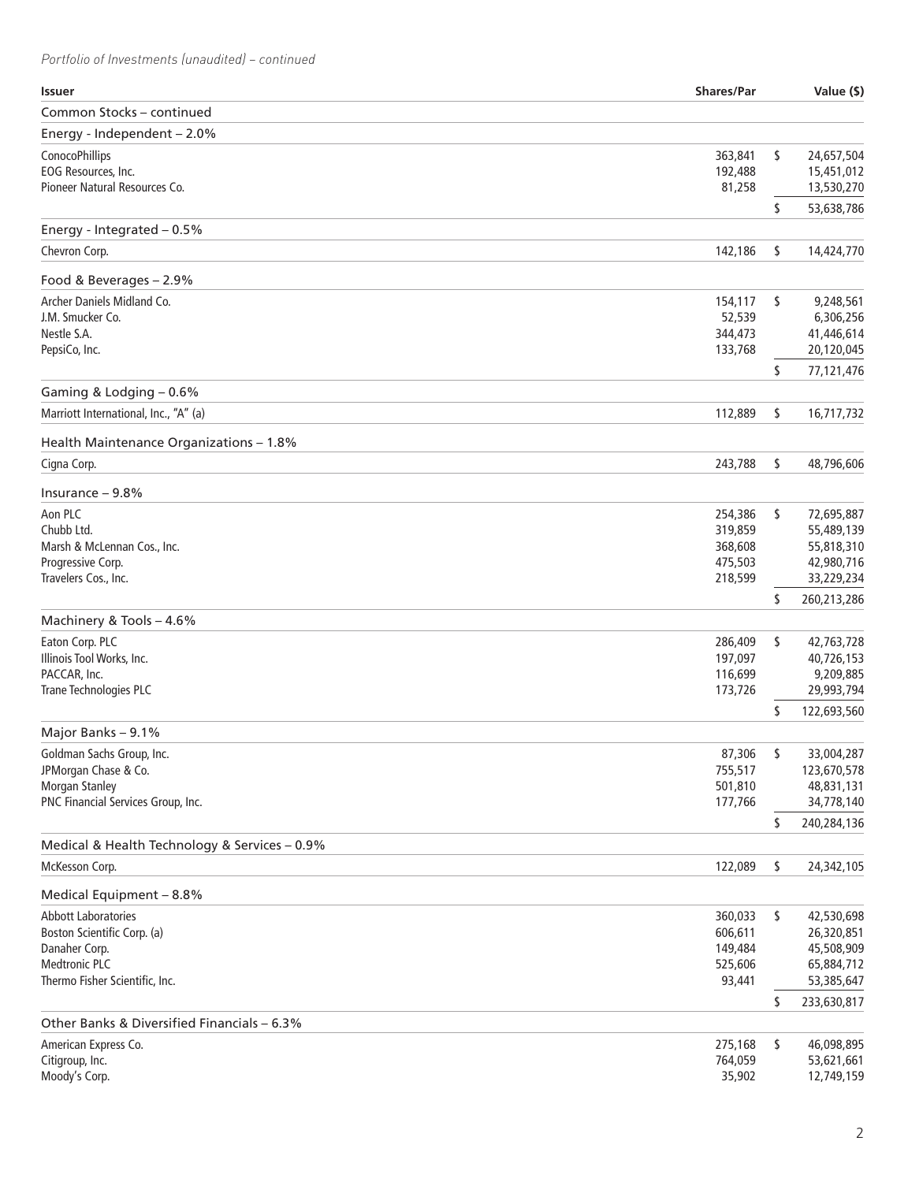*Portfolio of Investments (unaudited) – continued*

| Issuer | Shares/Par | | Value ($) |
|---|---|---|---|
| Common Stocks – continued | | | |
| Energy - Independent – 2.0% | | | |
| ConocoPhillips | 363,841 | $ | 24,657,504 |
| EOG Resources, Inc. | 192,488 | | 15,451,012 |
| Pioneer Natural Resources Co. | 81,258 | | 13,530,270 |
| | | $ | 53,638,786 |
| Energy - Integrated – 0.5% | | | |
| Chevron Corp. | 142,186 | $ | 14,424,770 |
| Food & Beverages – 2.9% | | | |
| Archer Daniels Midland Co. | 154,117 | $ | 9,248,561 |
| J.M. Smucker Co. | 52,539 | | 6,306,256 |
| Nestle S.A. | 344,473 | | 41,446,614 |
| PepsiCo, Inc. | 133,768 | | 20,120,045 |
| | | $ | 77,121,476 |
| Gaming & Lodging – 0.6% | | | |
| Marriott International, Inc., "A" (a) | 112,889 | $ | 16,717,732 |
| Health Maintenance Organizations – 1.8% | | | |
| Cigna Corp. | 243,788 | $ | 48,796,606 |
| Insurance – 9.8% | | | |
| Aon PLC | 254,386 | $ | 72,695,887 |
| Chubb Ltd. | 319,859 | | 55,489,139 |
| Marsh & McLennan Cos., Inc. | 368,608 | | 55,818,310 |
| Progressive Corp. | 475,503 | | 42,980,716 |
| Travelers Cos., Inc. | 218,599 | | 33,229,234 |
| | | $ | 260,213,286 |
| Machinery & Tools – 4.6% | | | |
| Eaton Corp. PLC | 286,409 | $ | 42,763,728 |
| Illinois Tool Works, Inc. | 197,097 | | 40,726,153 |
| PACCAR, Inc. | 116,699 | | 9,209,885 |
| Trane Technologies PLC | 173,726 | | 29,993,794 |
| | | $ | 122,693,560 |
| Major Banks – 9.1% | | | |
| Goldman Sachs Group, Inc. | 87,306 | $ | 33,004,287 |
| JPMorgan Chase & Co. | 755,517 | | 123,670,578 |
| Morgan Stanley | 501,810 | | 48,831,131 |
| PNC Financial Services Group, Inc. | 177,766 | | 34,778,140 |
| | | $ | 240,284,136 |
| Medical & Health Technology & Services – 0.9% | | | |
| McKesson Corp. | 122,089 | $ | 24,342,105 |
| Medical Equipment – 8.8% | | | |
| Abbott Laboratories | 360,033 | $ | 42,530,698 |
| Boston Scientific Corp. (a) | 606,611 | | 26,320,851 |
| Danaher Corp. | 149,484 | | 45,508,909 |
| Medtronic PLC | 525,606 | | 65,884,712 |
| Thermo Fisher Scientific, Inc. | 93,441 | | 53,385,647 |
| | | $ | 233,630,817 |
| Other Banks & Diversified Financials – 6.3% | | | |
| American Express Co. | 275,168 | $ | 46,098,895 |
| Citigroup, Inc. | 764,059 | | 53,621,661 |
| Moody's Corp. | 35,902 | | 12,749,159 |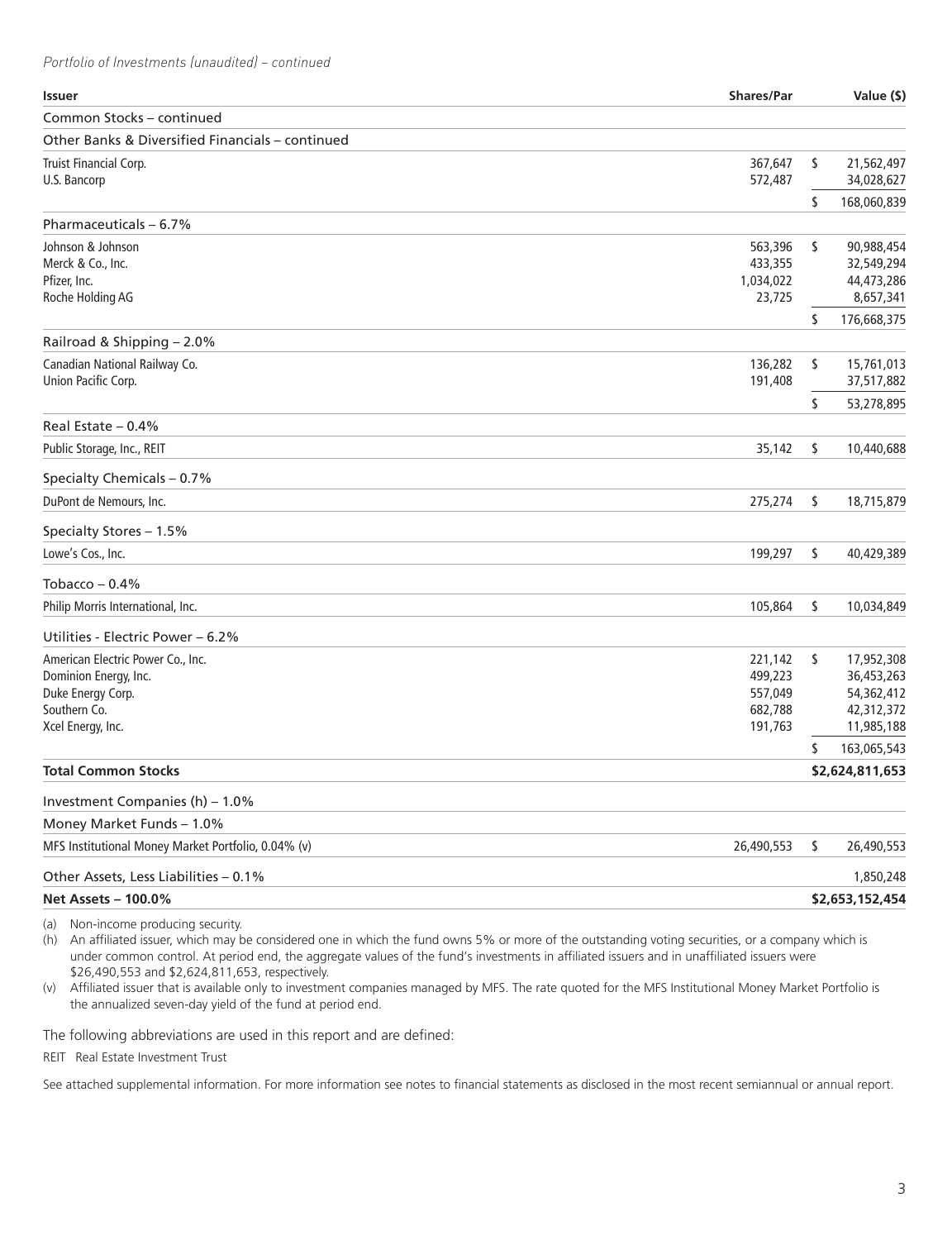*Portfolio of Investments (unaudited) – continued*

| Issuer | Shares/Par | Value ($) |
|---|---|---|
| **Common Stocks – continued** | | |
| **Other Banks & Diversified Financials – continued** | | |
| Truist Financial Corp. | 367,647 | $ 21,562,497 |
| U.S. Bancorp | 572,487 | 34,028,627 |
| | | $ 168,060,839 |
| **Pharmaceuticals – 6.7%** | | |
| Johnson & Johnson | 563,396 | $ 90,988,454 |
| Merck & Co., Inc. | 433,355 | 32,549,294 |
| Pfizer, Inc. | 1,034,022 | 44,473,286 |
| Roche Holding AG | 23,725 | 8,657,341 |
| | | $ 176,668,375 |
| **Railroad & Shipping – 2.0%** | | |
| Canadian National Railway Co. | 136,282 | $ 15,761,013 |
| Union Pacific Corp. | 191,408 | 37,517,882 |
| | | $ 53,278,895 |
| **Real Estate – 0.4%** | | |
| Public Storage, Inc., REIT | 35,142 | $ 10,440,688 |
| **Specialty Chemicals – 0.7%** | | |
| DuPont de Nemours, Inc. | 275,274 | $ 18,715,879 |
| **Specialty Stores – 1.5%** | | |
| Lowe's Cos., Inc. | 199,297 | $ 40,429,389 |
| **Tobacco – 0.4%** | | |
| Philip Morris International, Inc. | 105,864 | $ 10,034,849 |
| **Utilities - Electric Power – 6.2%** | | |
| American Electric Power Co., Inc. | 221,142 | $ 17,952,308 |
| Dominion Energy, Inc. | 499,223 | 36,453,263 |
| Duke Energy Corp. | 557,049 | 54,362,412 |
| Southern Co. | 682,788 | 42,312,372 |
| Xcel Energy, Inc. | 191,763 | 11,985,188 |
| | | $ 163,065,543 |
| **Total Common Stocks** | | **$2,624,811,653** |
| **Investment Companies (h) – 1.0%** | | |
| **Money Market Funds – 1.0%** | | |
| MFS Institutional Money Market Portfolio, 0.04% (v) | 26,490,553 | $ 26,490,553 |
| **Other Assets, Less Liabilities – 0.1%** | | 1,850,248 |
| **Net Assets – 100.0%** | | **$2,653,152,454** |

(a) Non-income producing security.

(h) An affiliated issuer, which may be considered one in which the fund owns 5% or more of the outstanding voting securities, or a company which is under common control. At period end, the aggregate values of the fund's investments in affiliated issuers and in unaffiliated issuers were $26,490,553 and $2,624,811,653, respectively.

(v) Affiliated issuer that is available only to investment companies managed by MFS. The rate quoted for the MFS Institutional Money Market Portfolio is the annualized seven-day yield of the fund at period end.

The following abbreviations are used in this report and are defined:

REIT Real Estate Investment Trust

See attached supplemental information. For more information see notes to financial statements as disclosed in the most recent semiannual or annual report.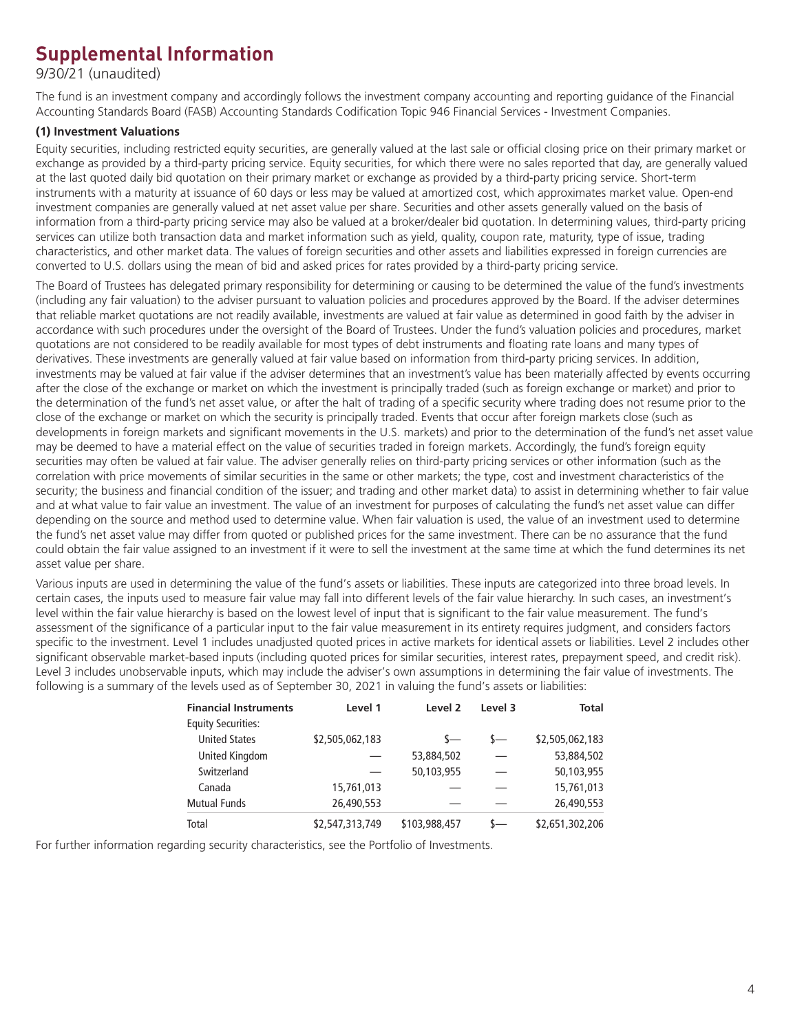# Supplemental Information

9/30/21 (unaudited)

The fund is an investment company and accordingly follows the investment company accounting and reporting guidance of the Financial Accounting Standards Board (FASB) Accounting Standards Codification Topic 946 Financial Services - Investment Companies.

**(1) Investment Valuations**

Equity securities, including restricted equity securities, are generally valued at the last sale or official closing price on their primary market or exchange as provided by a third-party pricing service. Equity securities, for which there were no sales reported that day, are generally valued at the last quoted daily bid quotation on their primary market or exchange as provided by a third-party pricing service. Short-term instruments with a maturity at issuance of 60 days or less may be valued at amortized cost, which approximates market value. Open-end investment companies are generally valued at net asset value per share. Securities and other assets generally valued on the basis of information from a third-party pricing service may also be valued at a broker/dealer bid quotation. In determining values, third-party pricing services can utilize both transaction data and market information such as yield, quality, coupon rate, maturity, type of issue, trading characteristics, and other market data. The values of foreign securities and other assets and liabilities expressed in foreign currencies are converted to U.S. dollars using the mean of bid and asked prices for rates provided by a third-party pricing service.

The Board of Trustees has delegated primary responsibility for determining or causing to be determined the value of the fund's investments (including any fair valuation) to the adviser pursuant to valuation policies and procedures approved by the Board. If the adviser determines that reliable market quotations are not readily available, investments are valued at fair value as determined in good faith by the adviser in accordance with such procedures under the oversight of the Board of Trustees. Under the fund's valuation policies and procedures, market quotations are not considered to be readily available for most types of debt instruments and floating rate loans and many types of derivatives. These investments are generally valued at fair value based on information from third-party pricing services. In addition, investments may be valued at fair value if the adviser determines that an investment's value has been materially affected by events occurring after the close of the exchange or market on which the investment is principally traded (such as foreign exchange or market) and prior to the determination of the fund's net asset value, or after the halt of trading of a specific security where trading does not resume prior to the close of the exchange or market on which the security is principally traded. Events that occur after foreign markets close (such as developments in foreign markets and significant movements in the U.S. markets) and prior to the determination of the fund's net asset value may be deemed to have a material effect on the value of securities traded in foreign markets. Accordingly, the fund's foreign equity securities may often be valued at fair value. The adviser generally relies on third-party pricing services or other information (such as the correlation with price movements of similar securities in the same or other markets; the type, cost and investment characteristics of the security; the business and financial condition of the issuer; and trading and other market data) to assist in determining whether to fair value and at what value to fair value an investment. The value of an investment for purposes of calculating the fund's net asset value can differ depending on the source and method used to determine value. When fair valuation is used, the value of an investment used to determine the fund's net asset value may differ from quoted or published prices for the same investment. There can be no assurance that the fund could obtain the fair value assigned to an investment if it were to sell the investment at the same time at which the fund determines its net asset value per share.

Various inputs are used in determining the value of the fund's assets or liabilities. These inputs are categorized into three broad levels. In certain cases, the inputs used to measure fair value may fall into different levels of the fair value hierarchy. In such cases, an investment's level within the fair value hierarchy is based on the lowest level of input that is significant to the fair value measurement. The fund's assessment of the significance of a particular input to the fair value measurement in its entirety requires judgment, and considers factors specific to the investment. Level 1 includes unadjusted quoted prices in active markets for identical assets or liabilities. Level 2 includes other significant observable market-based inputs (including quoted prices for similar securities, interest rates, prepayment speed, and credit risk). Level 3 includes unobservable inputs, which may include the adviser's own assumptions in determining the fair value of investments. The following is a summary of the levels used as of September 30, 2021 in valuing the fund's assets or liabilities:

| Financial Instruments | Level 1 | Level 2 | Level 3 | Total |
|---|---|---|---|---|
| Equity Securities: | | | | |
| United States | $2,505,062,183 | $— | $— | $2,505,062,183 |
| United Kingdom | — | 53,884,502 | — | 53,884,502 |
| Switzerland | — | 50,103,955 | — | 50,103,955 |
| Canada | 15,761,013 | — | — | 15,761,013 |
| Mutual Funds | 26,490,553 | — | — | 26,490,553 |
| Total | $2,547,313,749 | $103,988,457 | $— | $2,651,302,206 |

For further information regarding security characteristics, see the Portfolio of Investments.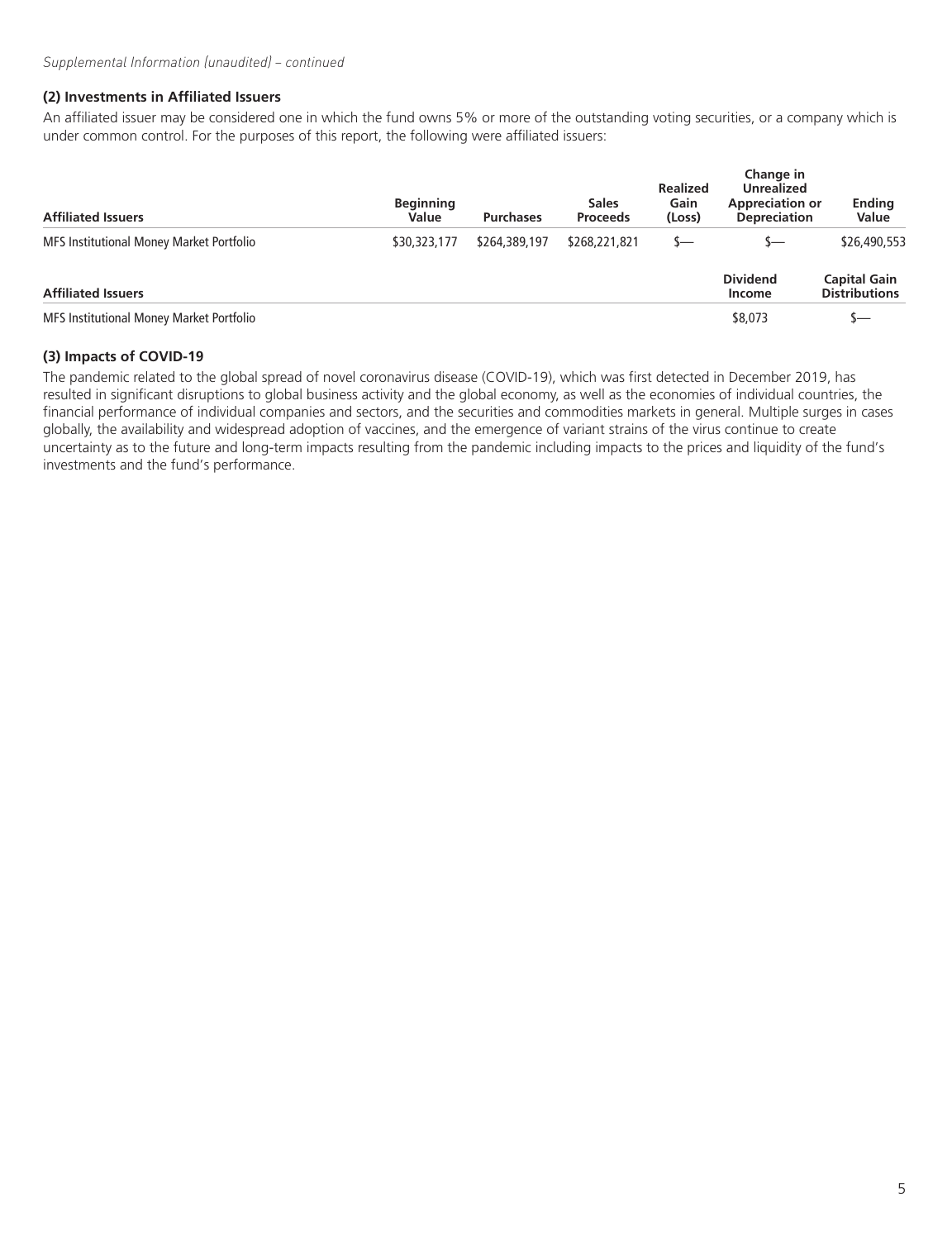*Supplemental Information (unaudited) – continued*

### (2) Investments in Affiliated Issuers

An affiliated issuer may be considered one in which the fund owns 5% or more of the outstanding voting securities, or a company which is under common control. For the purposes of this report, the following were affiliated issuers:

| Affiliated Issuers | Beginning Value | Purchases | Sales Proceeds | Realized Gain (Loss) | Change in Unrealized Appreciation or Depreciation | Ending Value |
|---|---|---|---|---|---|---|
| MFS Institutional Money Market Portfolio | $30,323,177 | $264,389,197 | $268,221,821 | $— | $— | $26,490,553 |

| Affiliated Issuers | Dividend Income | Capital Gain Distributions |
|---|---|---|
| MFS Institutional Money Market Portfolio | $8,073 | $— |

### (3) Impacts of COVID-19

The pandemic related to the global spread of novel coronavirus disease (COVID-19), which was first detected in December 2019, has resulted in significant disruptions to global business activity and the global economy, as well as the economies of individual countries, the financial performance of individual companies and sectors, and the securities and commodities markets in general. Multiple surges in cases globally, the availability and widespread adoption of vaccines, and the emergence of variant strains of the virus continue to create uncertainty as to the future and long-term impacts resulting from the pandemic including impacts to the prices and liquidity of the fund's investments and the fund's performance.